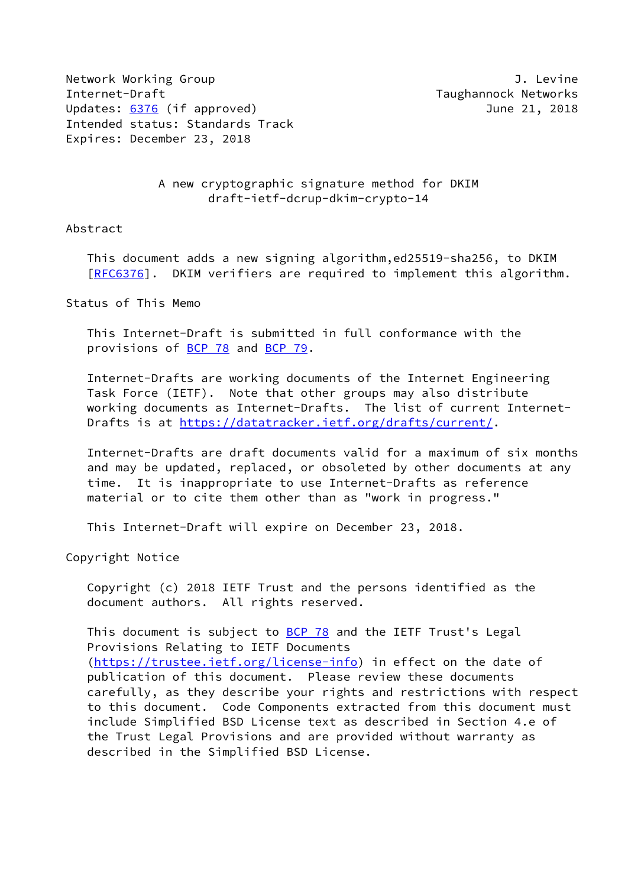Network Working Group J. Levine
Internet-Draft Taughannock Networks
Updates: 6376 (if approved) June 21, 2018
Intended status: Standards Track
Expires: December 23, 2018

# A new cryptographic signature method for DKIM
## draft-ietf-dcrup-dkim-crypto-14

## Abstract

This document adds a new signing algorithm,ed25519-sha256, to DKIM [RFC6376]. DKIM verifiers are required to implement this algorithm.

## Status of This Memo

This Internet-Draft is submitted in full conformance with the provisions of BCP 78 and BCP 79.

Internet-Drafts are working documents of the Internet Engineering Task Force (IETF). Note that other groups may also distribute working documents as Internet-Drafts. The list of current Internet-Drafts is at https://datatracker.ietf.org/drafts/current/.

Internet-Drafts are draft documents valid for a maximum of six months and may be updated, replaced, or obsoleted by other documents at any time. It is inappropriate to use Internet-Drafts as reference material or to cite them other than as "work in progress."

This Internet-Draft will expire on December 23, 2018.

## Copyright Notice

Copyright (c) 2018 IETF Trust and the persons identified as the document authors. All rights reserved.

This document is subject to BCP 78 and the IETF Trust's Legal Provisions Relating to IETF Documents (https://trustee.ietf.org/license-info) in effect on the date of publication of this document. Please review these documents carefully, as they describe your rights and restrictions with respect to this document. Code Components extracted from this document must include Simplified BSD License text as described in Section 4.e of the Trust Legal Provisions and are provided without warranty as described in the Simplified BSD License.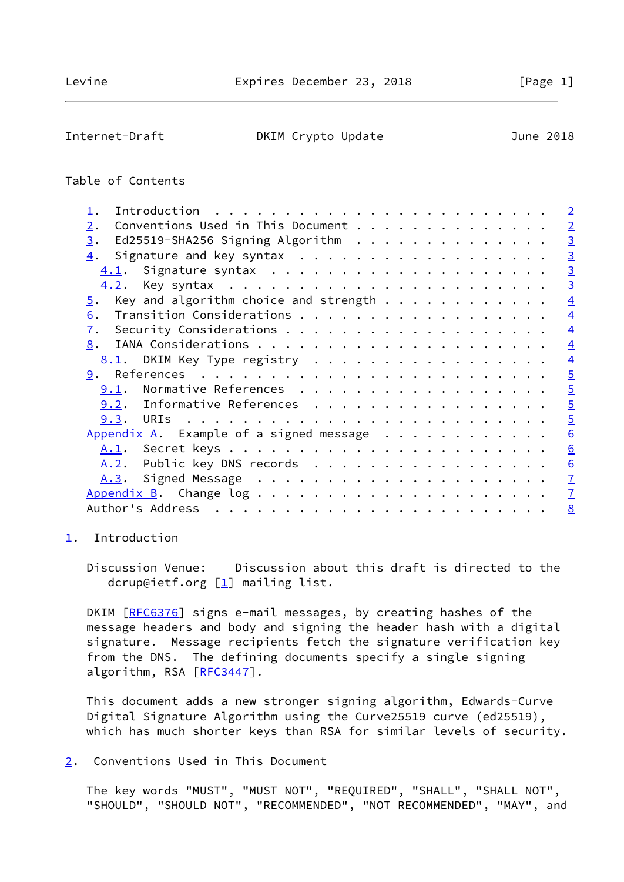Table of Contents

- 1. Introduction . . . . . . . . . . . . . . . . . . . . . . . . 2
- 2. Conventions Used in This Document . . . . . . . . . . . . . . 2
- 3. Ed25519-SHA256 Signing Algorithm . . . . . . . . . . . . . . 3
- 4. Signature and key syntax . . . . . . . . . . . . . . . . . . 3
  - 4.1. Signature syntax . . . . . . . . . . . . . . . . . . . . 3
  - 4.2. Key syntax . . . . . . . . . . . . . . . . . . . . . . . 3
- 5. Key and algorithm choice and strength . . . . . . . . . . . . 4
- 6. Transition Considerations . . . . . . . . . . . . . . . . . . 4
- 7. Security Considerations . . . . . . . . . . . . . . . . . . . 4
- 8. IANA Considerations . . . . . . . . . . . . . . . . . . . . . 4
  - 8.1. DKIM Key Type registry . . . . . . . . . . . . . . . . . 4
- 9. References . . . . . . . . . . . . . . . . . . . . . . . . . 5
  - 9.1. Normative References . . . . . . . . . . . . . . . . . . 5
  - 9.2. Informative References . . . . . . . . . . . . . . . . . 5
  - 9.3. URIs . . . . . . . . . . . . . . . . . . . . . . . . . . 5
- Appendix A. Example of a signed message . . . . . . . . . . . . 6
  - A.1. Secret keys . . . . . . . . . . . . . . . . . . . . . . . 6
  - A.2. Public key DNS records . . . . . . . . . . . . . . . . . 6
  - A.3. Signed Message . . . . . . . . . . . . . . . . . . . . . 7
- Appendix B. Change log . . . . . . . . . . . . . . . . . . . . . 7
- Author's Address . . . . . . . . . . . . . . . . . . . . . . . . 8

## 1. Introduction

Discussion Venue: Discussion about this draft is directed to the dcrup@ietf.org [1] mailing list.

DKIM [RFC6376] signs e-mail messages, by creating hashes of the message headers and body and signing the header hash with a digital signature. Message recipients fetch the signature verification key from the DNS. The defining documents specify a single signing algorithm, RSA [RFC3447].

This document adds a new stronger signing algorithm, Edwards-Curve Digital Signature Algorithm using the Curve25519 curve (ed25519), which has much shorter keys than RSA for similar levels of security.

## 2. Conventions Used in This Document

The key words "MUST", "MUST NOT", "REQUIRED", "SHALL", "SHALL NOT", "SHOULD", "SHOULD NOT", "RECOMMENDED", "NOT RECOMMENDED", "MAY", and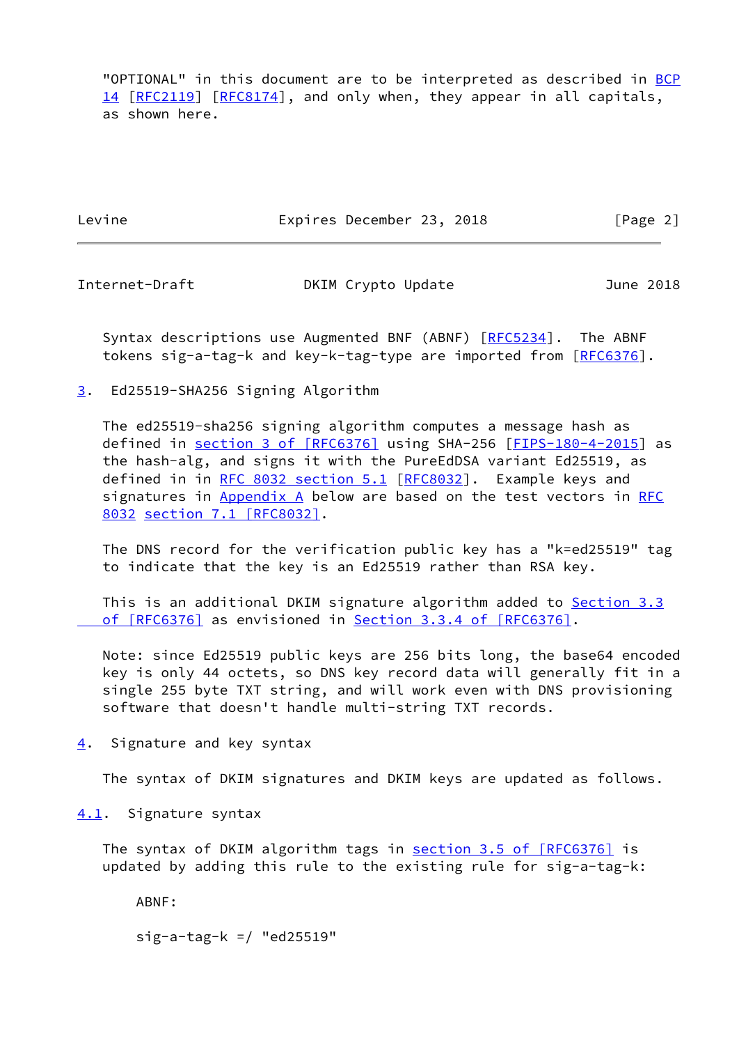"OPTIONAL" in this document are to be interpreted as described in BCP 14 [RFC2119] [RFC8174], and only when, they appear in all capitals, as shown here.

Syntax descriptions use Augmented BNF (ABNF) [RFC5234]. The ABNF tokens sig-a-tag-k and key-k-tag-type are imported from [RFC6376].

## 3. Ed25519-SHA256 Signing Algorithm

The ed25519-sha256 signing algorithm computes a message hash as defined in section 3 of [RFC6376] using SHA-256 [FIPS-180-4-2015] as the hash-alg, and signs it with the PureEdDSA variant Ed25519, as defined in in RFC 8032 section 5.1 [RFC8032]. Example keys and signatures in Appendix A below are based on the test vectors in RFC 8032 section 7.1 [RFC8032].

The DNS record for the verification public key has a "k=ed25519" tag to indicate that the key is an Ed25519 rather than RSA key.

This is an additional DKIM signature algorithm added to Section 3.3 of [RFC6376] as envisioned in Section 3.3.4 of [RFC6376].

Note: since Ed25519 public keys are 256 bits long, the base64 encoded key is only 44 octets, so DNS key record data will generally fit in a single 255 byte TXT string, and will work even with DNS provisioning software that doesn't handle multi-string TXT records.

## 4. Signature and key syntax

The syntax of DKIM signatures and DKIM keys are updated as follows.

### 4.1. Signature syntax

The syntax of DKIM algorithm tags in section 3.5 of [RFC6376] is updated by adding this rule to the existing rule for sig-a-tag-k:

ABNF:

```
sig-a-tag-k =/ "ed25519"
```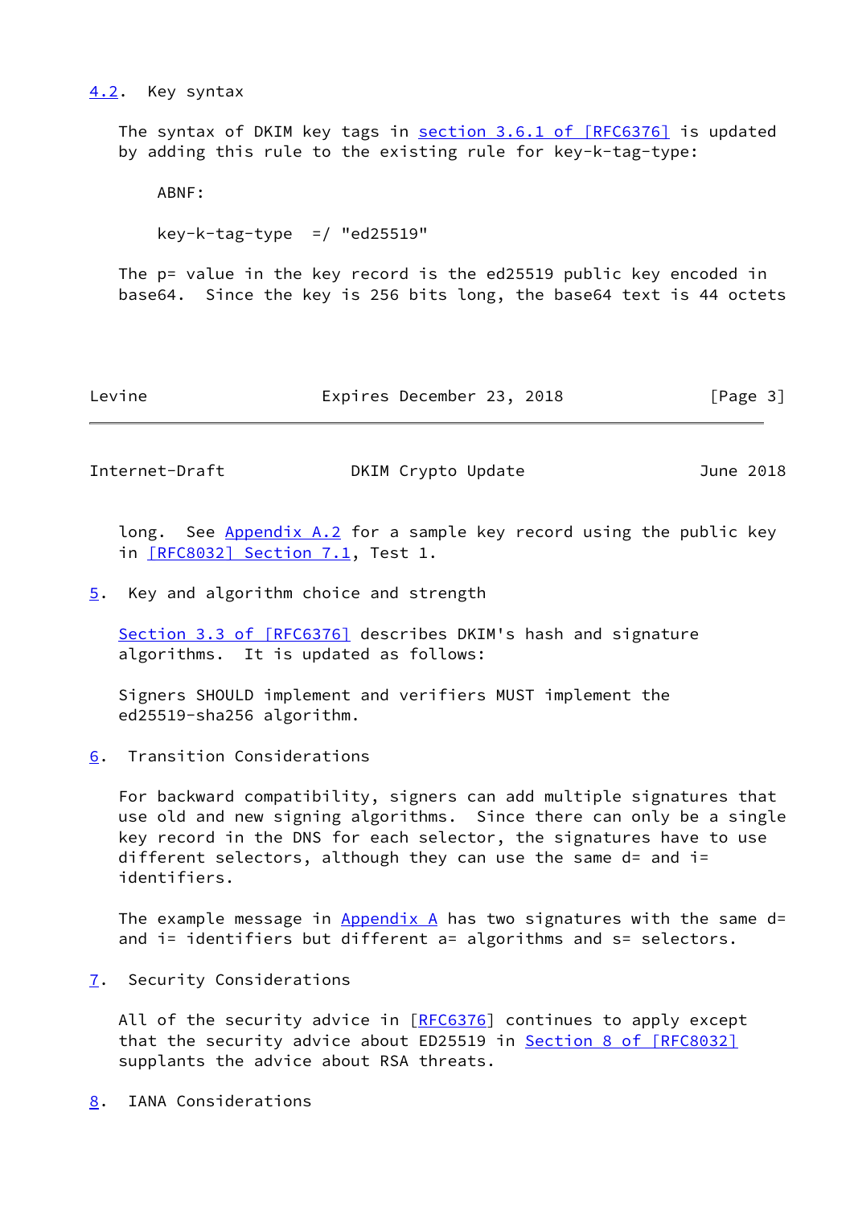## 4.2. Key syntax

The syntax of DKIM key tags in section 3.6.1 of [RFC6376] is updated by adding this rule to the existing rule for key-k-tag-type:

ABNF:

```
key-k-tag-type  =/ "ed25519"
```

The p= value in the key record is the ed25519 public key encoded in base64. Since the key is 256 bits long, the base64 text is 44 octets long. See Appendix A.2 for a sample key record using the public key in [RFC8032] Section 7.1, Test 1.

# 5. Key and algorithm choice and strength

Section 3.3 of [RFC6376] describes DKIM's hash and signature algorithms. It is updated as follows:

Signers SHOULD implement and verifiers MUST implement the ed25519-sha256 algorithm.

# 6. Transition Considerations

For backward compatibility, signers can add multiple signatures that use old and new signing algorithms. Since there can only be a single key record in the DNS for each selector, the signatures have to use different selectors, although they can use the same d= and i= identifiers.

The example message in Appendix A has two signatures with the same d= and i= identifiers but different a= algorithms and s= selectors.

# 7. Security Considerations

All of the security advice in [RFC6376] continues to apply except that the security advice about ED25519 in Section 8 of [RFC8032] supplants the advice about RSA threats.

# 8. IANA Considerations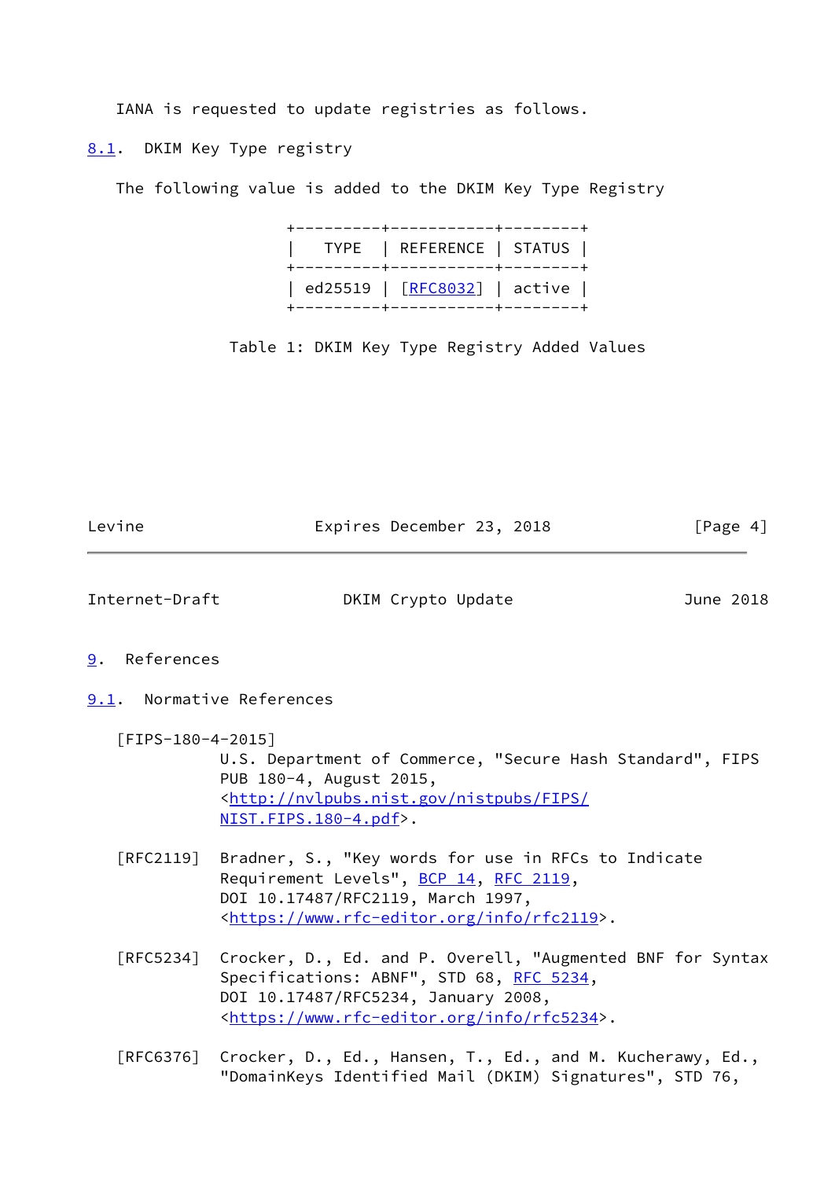IANA is requested to update registries as follows.

### 8.1. DKIM Key Type registry

The following value is added to the DKIM Key Type Registry

| TYPE | REFERENCE | STATUS |
| --- | --- | --- |
| ed25519 | [RFC8032] | active |

Table 1: DKIM Key Type Registry Added Values

## 9. References

### 9.1. Normative References

[FIPS-180-4-2015]
U.S. Department of Commerce, "Secure Hash Standard", FIPS PUB 180-4, August 2015, <http://nvlpubs.nist.gov/nistpubs/FIPS/NIST.FIPS.180-4.pdf>.

[RFC2119] Bradner, S., "Key words for use in RFCs to Indicate Requirement Levels", BCP 14, RFC 2119, DOI 10.17487/RFC2119, March 1997, <https://www.rfc-editor.org/info/rfc2119>.

[RFC5234] Crocker, D., Ed. and P. Overell, "Augmented BNF for Syntax Specifications: ABNF", STD 68, RFC 5234, DOI 10.17487/RFC5234, January 2008, <https://www.rfc-editor.org/info/rfc5234>.

[RFC6376] Crocker, D., Ed., Hansen, T., Ed., and M. Kucherawy, Ed., "DomainKeys Identified Mail (DKIM) Signatures", STD 76,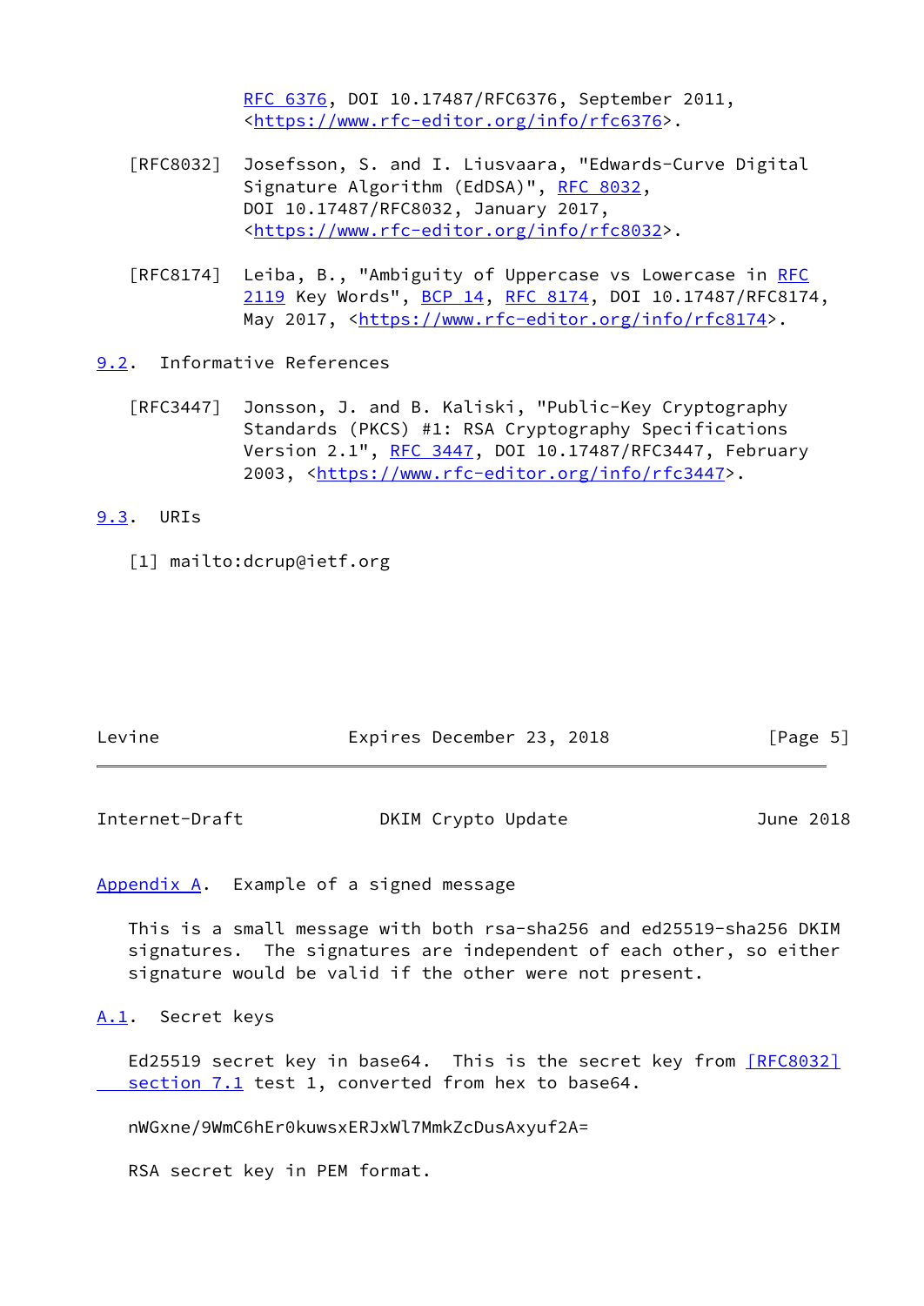RFC 6376, DOI 10.17487/RFC6376, September 2011, <https://www.rfc-editor.org/info/rfc6376>.

[RFC8032] Josefsson, S. and I. Liusvaara, "Edwards-Curve Digital Signature Algorithm (EdDSA)", RFC 8032, DOI 10.17487/RFC8032, January 2017, <https://www.rfc-editor.org/info/rfc8032>.

[RFC8174] Leiba, B., "Ambiguity of Uppercase vs Lowercase in RFC 2119 Key Words", BCP 14, RFC 8174, DOI 10.17487/RFC8174, May 2017, <https://www.rfc-editor.org/info/rfc8174>.

### 9.2. Informative References

[RFC3447] Jonsson, J. and B. Kaliski, "Public-Key Cryptography Standards (PKCS) #1: RSA Cryptography Specifications Version 2.1", RFC 3447, DOI 10.17487/RFC3447, February 2003, <https://www.rfc-editor.org/info/rfc3447>.

### 9.3. URIs

[1] mailto:dcrup@ietf.org

## Appendix A. Example of a signed message

This is a small message with both rsa-sha256 and ed25519-sha256 DKIM signatures. The signatures are independent of each other, so either signature would be valid if the other were not present.

### A.1. Secret keys

Ed25519 secret key in base64. This is the secret key from [RFC8032] section 7.1 test 1, converted from hex to base64.

```
nWGxne/9WmC6hEr0kuwsxERJxWl7MmkZcDusAxyuf2A=
```

RSA secret key in PEM format.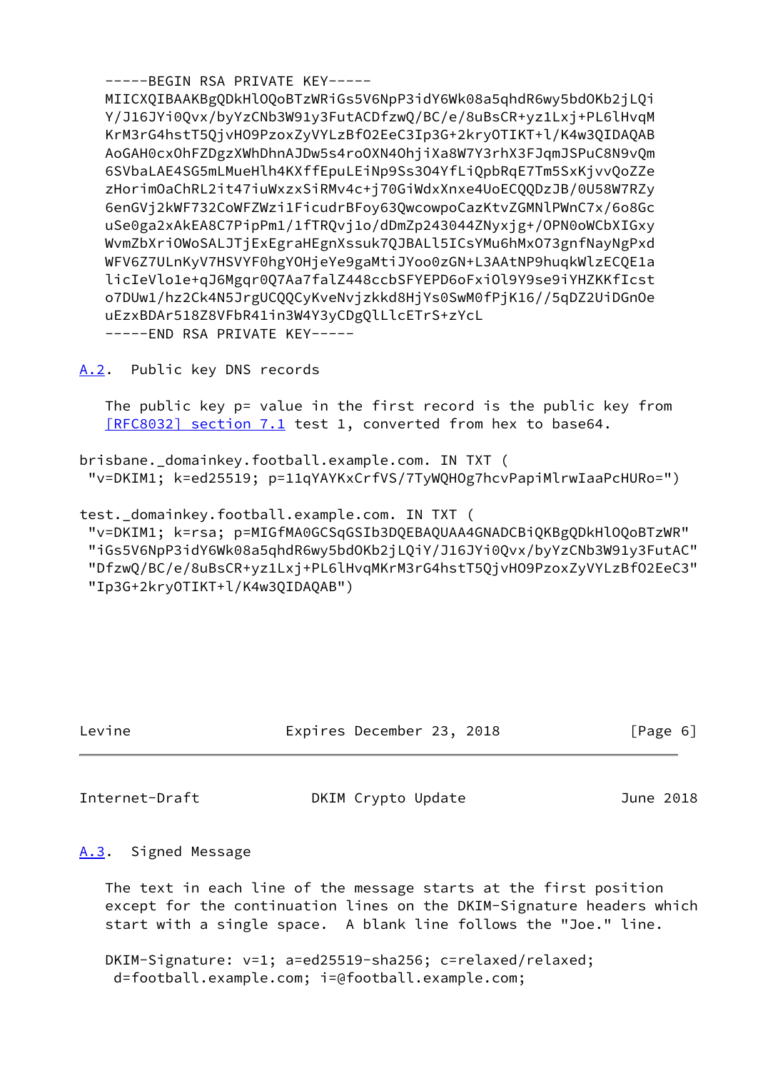```
-----BEGIN RSA PRIVATE KEY-----
MIICXQIBAAKBgQDkHlOQoBTzWRiGs5V6NpP3idY6Wk08a5qhdR6wy5bdOKb2jLQi
Y/J16JYi0Qvx/byYzCNb3W91y3FutACDfzwQ/BC/e/8uBsCR+yz1Lxj+PL6lHvqM
KrM3rG4hstT5QjvHO9PzoxZyVYLzBfO2EeC3Ip3G+2kryOTIKT+l/K4w3QIDAQAB
AoGAH0cxOhFZDgzXWhDhnAJDw5s4roOXN4OhjiXa8W7Y3rhX3FJqmJSPuC8N9vQm
6SVbaLAE4SG5mLMueHlh4KXffEpuLEiNp9Ss3O4YfLiQpbRqE7Tm5SxKjvvQoZZe
zHorimOaChRL2it47iuWxzxSiRMv4c+j70GiWdxXnxe4UoECQQDzJB/0U58W7RZy
6enGVj2kWF732CoWFZWzi1FicudrBFoy63QwcowpoCazKtvZGMNlPWnC7x/6o8Gc
uSe0ga2xAkEA8C7PipPm1/1fTRQvj1o/dDmZp243044ZNyxjg+/OPN0oWCbXIGxy
WvmZbXriOWoSALJTjExEgraHEgnXssuk7QJBALl5ICsYMu6hMxO73gnfNayNgPxd
WFV6Z7ULnKyV7HSVYF0hgYOHjeYe9gaMtiJYoo0zGN+L3AAtNP9huqkWlzECQE1a
licIeVlo1e+qJ6Mgqr0Q7Aa7falZ448ccbSFYEPD6oFxiOl9Y9se9iYHZKKfIcst
o7DUw1/hz2Ck4N5JrgUCQQCyKveNvjzkkd8HjYs0SwM0fPjK16//5qDZ2UiDGnOe
uEzxBDAr518Z8VFbR41in3W4Y3yCDgQlLlcETrS+zYcL
-----END RSA PRIVATE KEY-----
```

## A.2. Public key DNS records

The public key p= value in the first record is the public key from [RFC8032] section 7.1 test 1, converted from hex to base64.

```
brisbane._domainkey.football.example.com. IN TXT (
 "v=DKIM1; k=ed25519; p=11qYAYKxCrfVS/7TyWQHOg7hcvPapiMlrwIaaPcHURo=")

test._domainkey.football.example.com. IN TXT (
 "v=DKIM1; k=rsa; p=MIGfMA0GCSqGSIb3DQEBAQUAA4GNADCBiQKBgQDkHlOQoBTzWR"
 "iGs5V6NpP3idY6Wk08a5qhdR6wy5bdOKb2jLQiY/J16JYi0Qvx/byYzCNb3W91y3FutAC"
 "DfzwQ/BC/e/8uBsCR+yz1Lxj+PL6lHvqMKrM3rG4hstT5QjvHO9PzoxZyVYLzBfO2EeC3"
 "Ip3G+2kryOTIKT+l/K4w3QIDAQAB")
```

## A.3. Signed Message

The text in each line of the message starts at the first position except for the continuation lines on the DKIM-Signature headers which start with a single space. A blank line follows the "Joe." line.

```
DKIM-Signature: v=1; a=ed25519-sha256; c=relaxed/relaxed;
 d=football.example.com; i=@football.example.com;
```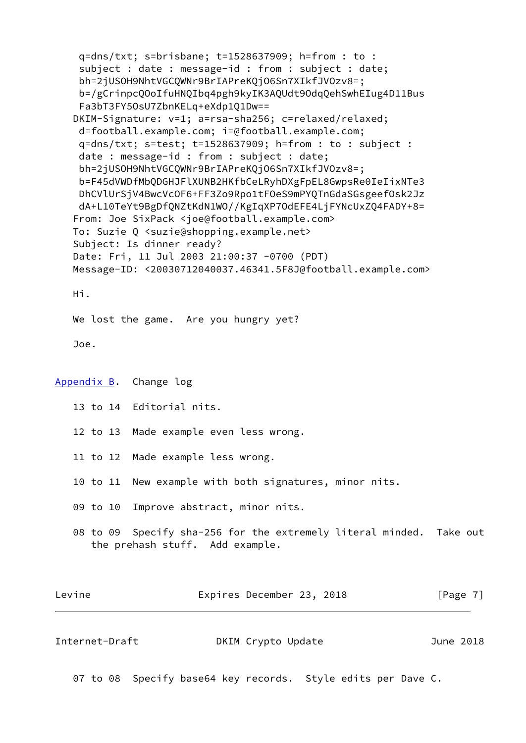```
 q=dns/txt; s=brisbane; t=1528637909; h=from : to :
 subject : date : message-id : from : subject : date;
 bh=2jUSOH9NhtVGCQWNr9BrIAPreKQjO6Sn7XIkfJVOzv8=;
 b=/gCrinpcQOoIfuHNQIbq4pgh9kyIK3AQUdt9OdqQehSwhEIug4D11Bus
 Fa3bT3FY5OsU7ZbnKELq+eXdp1Q1Dw==
DKIM-Signature: v=1; a=rsa-sha256; c=relaxed/relaxed;
 d=football.example.com; i=@football.example.com;
 q=dns/txt; s=test; t=1528637909; h=from : to : subject :
 date : message-id : from : subject : date;
 bh=2jUSOH9NhtVGCQWNr9BrIAPreKQjO6Sn7XIkfJVOzv8=;
 b=F45dVWDfMbQDGHJFlXUNB2HKfbCeLRyhDXgFpEL8GwpsRe0IeIixNTe3
 DhCVlUrSjV4BwcVcOF6+FF3Zo9Rpo1tFOeS9mPYQTnGdaSGsgeefOsk2Jz
 dA+L10TeYt9BgDfQNZtKdN1WO//KgIqXP7OdEFE4LjFYNcUxZQ4FADY+8=
From: Joe SixPack <joe@football.example.com>
To: Suzie Q <suzie@shopping.example.net>
Subject: Is dinner ready?
Date: Fri, 11 Jul 2003 21:00:37 -0700 (PDT)
Message-ID: <20030712040037.46341.5F8J@football.example.com>

Hi.

We lost the game.  Are you hungry yet?

Joe.
```

## Appendix B. Change log

13 to 14 Editorial nits.

12 to 13 Made example even less wrong.

11 to 12 Made example less wrong.

10 to 11 New example with both signatures, minor nits.

09 to 10 Improve abstract, minor nits.

08 to 09 Specify sha-256 for the extremely literal minded. Take out the prehash stuff. Add example.

07 to 08 Specify base64 key records. Style edits per Dave C.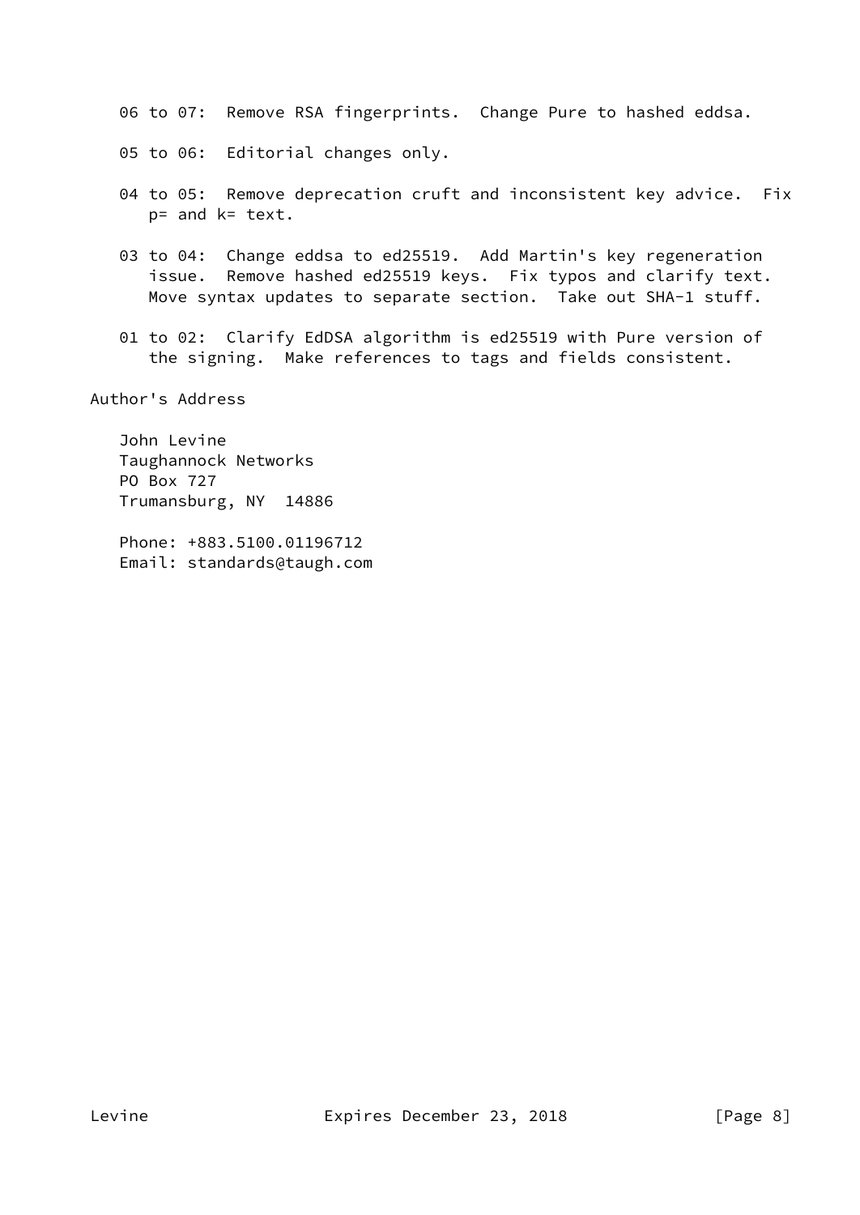06 to 07: Remove RSA fingerprints. Change Pure to hashed eddsa.

05 to 06: Editorial changes only.

04 to 05: Remove deprecation cruft and inconsistent key advice. Fix p= and k= text.

03 to 04: Change eddsa to ed25519. Add Martin's key regeneration issue. Remove hashed ed25519 keys. Fix typos and clarify text. Move syntax updates to separate section. Take out SHA-1 stuff.

01 to 02: Clarify EdDSA algorithm is ed25519 with Pure version of the signing. Make references to tags and fields consistent.

## Author's Address

John Levine
Taughannock Networks
PO Box 727
Trumansburg, NY 14886

Phone: +883.5100.01196712
Email: standards@taugh.com